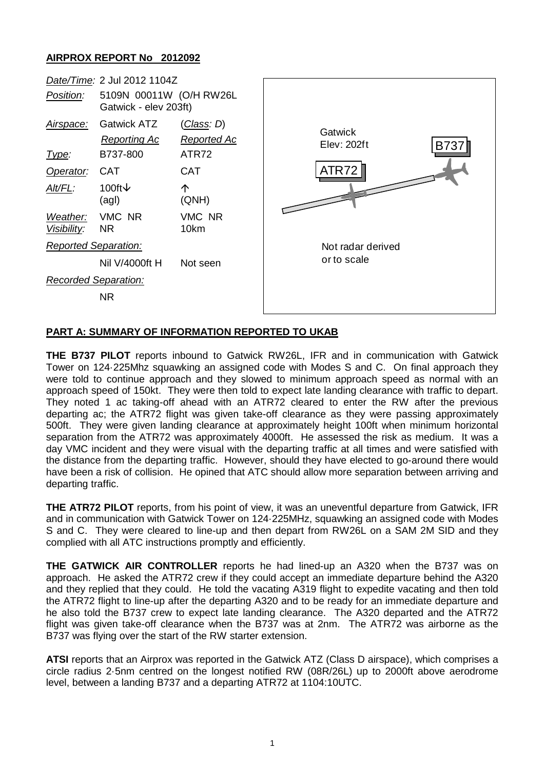**AIRPROX REPORT No 2012092**

| | | |
|---|---|---|
| *Date/Time:* | 2 Jul 2012 1104Z | |
| *Position:* | 5109N 00011W (O/H RW26L Gatwick - elev 203ft) | |
| *Airspace:* | Gatwick ATZ | (*Class:* D) |
| | *Reporting Ac* | *Reported Ac* |
| *Type:* | B737-800 | ATR72 |
| *Operator:* | CAT | CAT |
| *Alt/FL:* | 100ft↓ (agl) | ↑ (QNH) |
| *Weather:* | VMC NR | VMC NR |
| *Visibility:* | NR | 10km |
| *Reported Separation:* | | |
| | Nil V/4000ft H | Not seen |
| *Recorded Separation:* | | |
| | NR | |

Gatwick
Elev: 202ft

B737

ATR72

Not radar derived or to scale

## PART A: SUMMARY OF INFORMATION REPORTED TO UKAB

**THE B737 PILOT** reports inbound to Gatwick RW26L, IFR and in communication with Gatwick Tower on 124·225Mhz squawking an assigned code with Modes S and C. On final approach they were told to continue approach and they slowed to minimum approach speed as normal with an approach speed of 150kt. They were then told to expect late landing clearance with traffic to depart. They noted 1 ac taking-off ahead with an ATR72 cleared to enter the RW after the previous departing ac; the ATR72 flight was given take-off clearance as they were passing approximately 500ft. They were given landing clearance at approximately height 100ft when minimum horizontal separation from the ATR72 was approximately 4000ft. He assessed the risk as medium. It was a day VMC incident and they were visual with the departing traffic at all times and were satisfied with the distance from the departing traffic. However, should they have elected to go-around there would have been a risk of collision. He opined that ATC should allow more separation between arriving and departing traffic.

**THE ATR72 PILOT** reports, from his point of view, it was an uneventful departure from Gatwick, IFR and in communication with Gatwick Tower on 124·225MHz, squawking an assigned code with Modes S and C. They were cleared to line-up and then depart from RW26L on a SAM 2M SID and they complied with all ATC instructions promptly and efficiently.

**THE GATWICK AIR CONTROLLER** reports he had lined-up an A320 when the B737 was on approach. He asked the ATR72 crew if they could accept an immediate departure behind the A320 and they replied that they could. He told the vacating A319 flight to expedite vacating and then told the ATR72 flight to line-up after the departing A320 and to be ready for an immediate departure and he also told the B737 crew to expect late landing clearance. The A320 departed and the ATR72 flight was given take-off clearance when the B737 was at 2nm. The ATR72 was airborne as the B737 was flying over the start of the RW starter extension.

**ATSI** reports that an Airprox was reported in the Gatwick ATZ (Class D airspace), which comprises a circle radius 2·5nm centred on the longest notified RW (08R/26L) up to 2000ft above aerodrome level, between a landing B737 and a departing ATR72 at 1104:10UTC.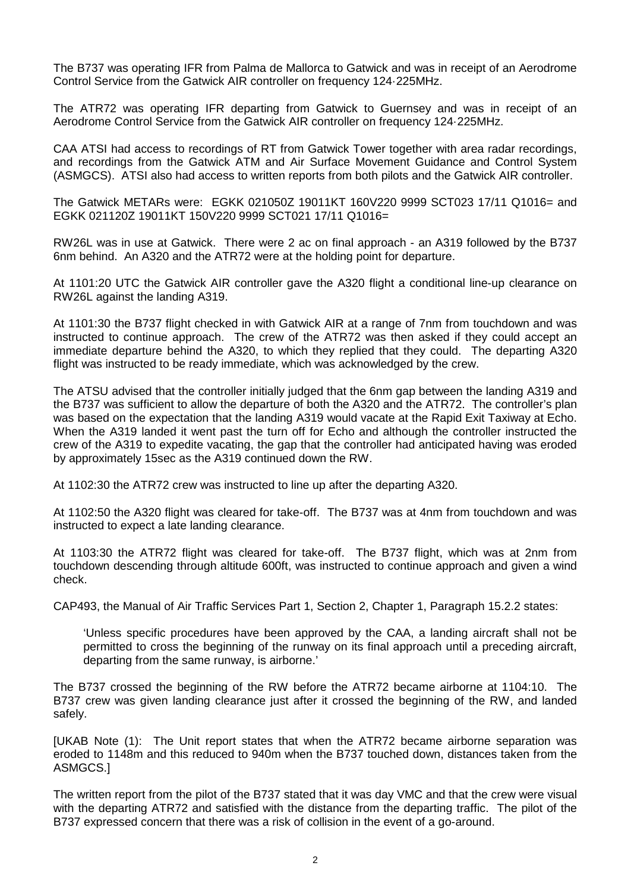The B737 was operating IFR from Palma de Mallorca to Gatwick and was in receipt of an Aerodrome Control Service from the Gatwick AIR controller on frequency 124·225MHz.

The ATR72 was operating IFR departing from Gatwick to Guernsey and was in receipt of an Aerodrome Control Service from the Gatwick AIR controller on frequency 124·225MHz.

CAA ATSI had access to recordings of RT from Gatwick Tower together with area radar recordings, and recordings from the Gatwick ATM and Air Surface Movement Guidance and Control System (ASMGCS). ATSI also had access to written reports from both pilots and the Gatwick AIR controller.

The Gatwick METARs were: EGKK 021050Z 19011KT 160V220 9999 SCT023 17/11 Q1016= and EGKK 021120Z 19011KT 150V220 9999 SCT021 17/11 Q1016=

RW26L was in use at Gatwick. There were 2 ac on final approach - an A319 followed by the B737 6nm behind. An A320 and the ATR72 were at the holding point for departure.

At 1101:20 UTC the Gatwick AIR controller gave the A320 flight a conditional line-up clearance on RW26L against the landing A319.

At 1101:30 the B737 flight checked in with Gatwick AIR at a range of 7nm from touchdown and was instructed to continue approach. The crew of the ATR72 was then asked if they could accept an immediate departure behind the A320, to which they replied that they could. The departing A320 flight was instructed to be ready immediate, which was acknowledged by the crew.

The ATSU advised that the controller initially judged that the 6nm gap between the landing A319 and the B737 was sufficient to allow the departure of both the A320 and the ATR72. The controller's plan was based on the expectation that the landing A319 would vacate at the Rapid Exit Taxiway at Echo. When the A319 landed it went past the turn off for Echo and although the controller instructed the crew of the A319 to expedite vacating, the gap that the controller had anticipated having was eroded by approximately 15sec as the A319 continued down the RW.

At 1102:30 the ATR72 crew was instructed to line up after the departing A320.

At 1102:50 the A320 flight was cleared for take-off. The B737 was at 4nm from touchdown and was instructed to expect a late landing clearance.

At 1103:30 the ATR72 flight was cleared for take-off. The B737 flight, which was at 2nm from touchdown descending through altitude 600ft, was instructed to continue approach and given a wind check.

CAP493, the Manual of Air Traffic Services Part 1, Section 2, Chapter 1, Paragraph 15.2.2 states:

> 'Unless specific procedures have been approved by the CAA, a landing aircraft shall not be permitted to cross the beginning of the runway on its final approach until a preceding aircraft, departing from the same runway, is airborne.'

The B737 crossed the beginning of the RW before the ATR72 became airborne at 1104:10. The B737 crew was given landing clearance just after it crossed the beginning of the RW, and landed safely.

[UKAB Note (1): The Unit report states that when the ATR72 became airborne separation was eroded to 1148m and this reduced to 940m when the B737 touched down, distances taken from the ASMGCS.]

The written report from the pilot of the B737 stated that it was day VMC and that the crew were visual with the departing ATR72 and satisfied with the distance from the departing traffic. The pilot of the B737 expressed concern that there was a risk of collision in the event of a go-around.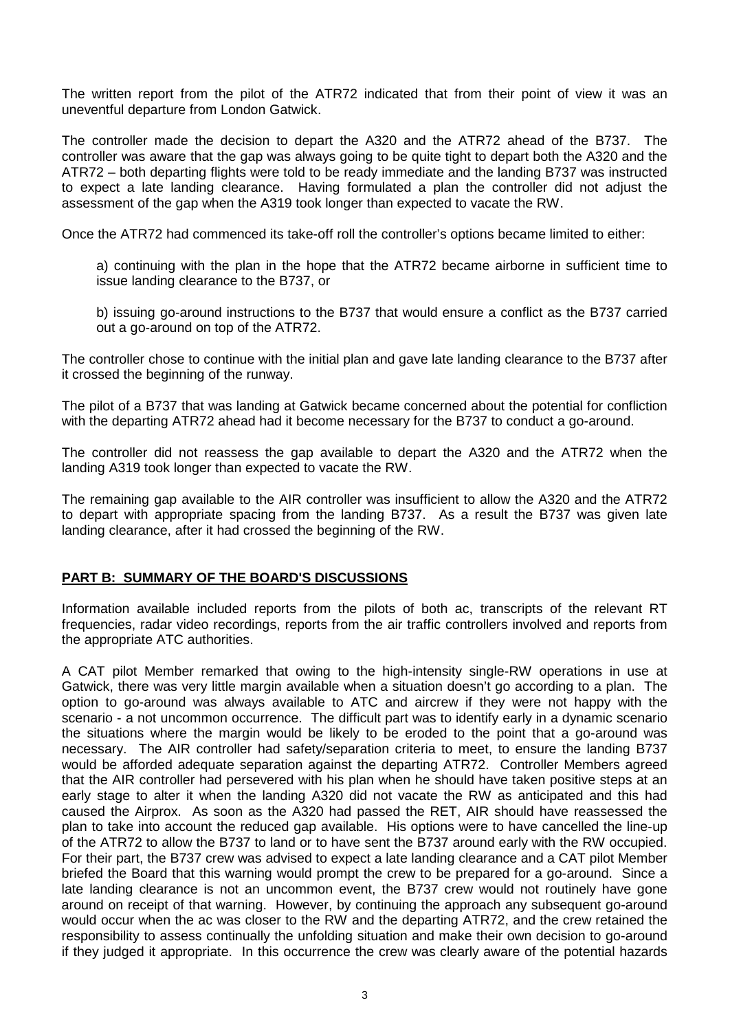The written report from the pilot of the ATR72 indicated that from their point of view it was an uneventful departure from London Gatwick.

The controller made the decision to depart the A320 and the ATR72 ahead of the B737. The controller was aware that the gap was always going to be quite tight to depart both the A320 and the ATR72 – both departing flights were told to be ready immediate and the landing B737 was instructed to expect a late landing clearance. Having formulated a plan the controller did not adjust the assessment of the gap when the A319 took longer than expected to vacate the RW.

Once the ATR72 had commenced its take-off roll the controller's options became limited to either:

a) continuing with the plan in the hope that the ATR72 became airborne in sufficient time to issue landing clearance to the B737, or

b) issuing go-around instructions to the B737 that would ensure a conflict as the B737 carried out a go-around on top of the ATR72.

The controller chose to continue with the initial plan and gave late landing clearance to the B737 after it crossed the beginning of the runway.

The pilot of a B737 that was landing at Gatwick became concerned about the potential for confliction with the departing ATR72 ahead had it become necessary for the B737 to conduct a go-around.

The controller did not reassess the gap available to depart the A320 and the ATR72 when the landing A319 took longer than expected to vacate the RW.

The remaining gap available to the AIR controller was insufficient to allow the A320 and the ATR72 to depart with appropriate spacing from the landing B737. As a result the B737 was given late landing clearance, after it had crossed the beginning of the RW.

## PART B: SUMMARY OF THE BOARD'S DISCUSSIONS

Information available included reports from the pilots of both ac, transcripts of the relevant RT frequencies, radar video recordings, reports from the air traffic controllers involved and reports from the appropriate ATC authorities.

A CAT pilot Member remarked that owing to the high-intensity single-RW operations in use at Gatwick, there was very little margin available when a situation doesn't go according to a plan. The option to go-around was always available to ATC and aircrew if they were not happy with the scenario - a not uncommon occurrence. The difficult part was to identify early in a dynamic scenario the situations where the margin would be likely to be eroded to the point that a go-around was necessary. The AIR controller had safety/separation criteria to meet, to ensure the landing B737 would be afforded adequate separation against the departing ATR72. Controller Members agreed that the AIR controller had persevered with his plan when he should have taken positive steps at an early stage to alter it when the landing A320 did not vacate the RW as anticipated and this had caused the Airprox. As soon as the A320 had passed the RET, AIR should have reassessed the plan to take into account the reduced gap available. His options were to have cancelled the line-up of the ATR72 to allow the B737 to land or to have sent the B737 around early with the RW occupied. For their part, the B737 crew was advised to expect a late landing clearance and a CAT pilot Member briefed the Board that this warning would prompt the crew to be prepared for a go-around. Since a late landing clearance is not an uncommon event, the B737 crew would not routinely have gone around on receipt of that warning. However, by continuing the approach any subsequent go-around would occur when the ac was closer to the RW and the departing ATR72, and the crew retained the responsibility to assess continually the unfolding situation and make their own decision to go-around if they judged it appropriate. In this occurrence the crew was clearly aware of the potential hazards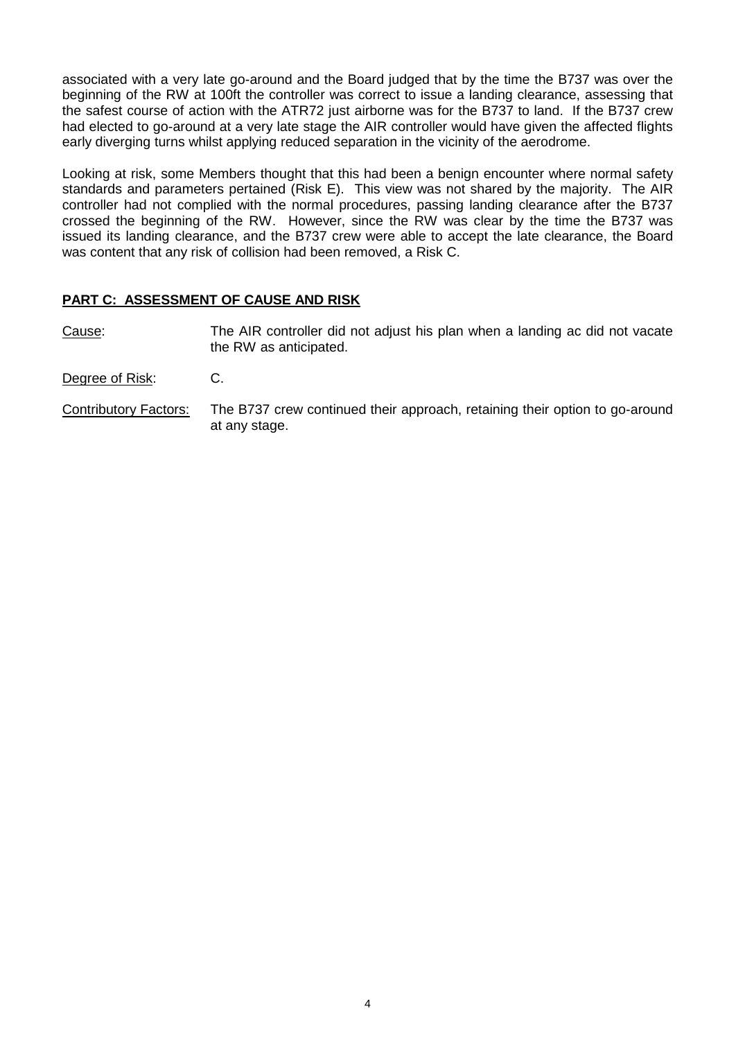associated with a very late go-around and the Board judged that by the time the B737 was over the beginning of the RW at 100ft the controller was correct to issue a landing clearance, assessing that the safest course of action with the ATR72 just airborne was for the B737 to land. If the B737 crew had elected to go-around at a very late stage the AIR controller would have given the affected flights early diverging turns whilst applying reduced separation in the vicinity of the aerodrome.

Looking at risk, some Members thought that this had been a benign encounter where normal safety standards and parameters pertained (Risk E). This view was not shared by the majority. The AIR controller had not complied with the normal procedures, passing landing clearance after the B737 crossed the beginning of the RW. However, since the RW was clear by the time the B737 was issued its landing clearance, and the B737 crew were able to accept the late clearance, the Board was content that any risk of collision had been removed, a Risk C.

## PART C: ASSESSMENT OF CAUSE AND RISK

Cause: The AIR controller did not adjust his plan when a landing ac did not vacate the RW as anticipated.

Degree of Risk: C.

Contributory Factors: The B737 crew continued their approach, retaining their option to go-around at any stage.